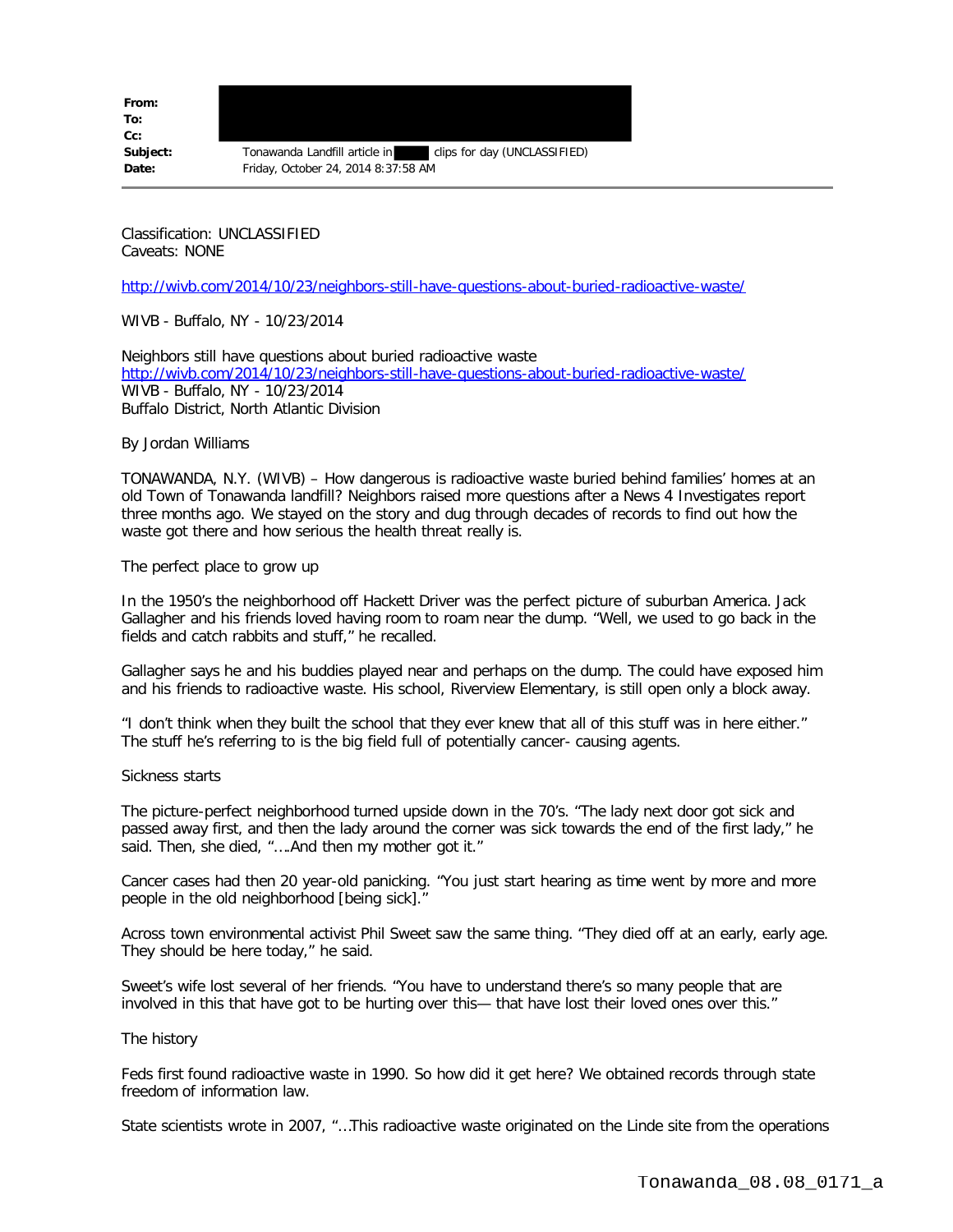**From:**
**To:**
**Cc:**
**Subject:** Tonawanda Landfill article in clips for day (UNCLASSIFIED)
**Date:** Friday, October 24, 2014 8:37:58 AM

---

Classification: UNCLASSIFIED
Caveats: NONE

http://wivb.com/2014/10/23/neighbors-still-have-questions-about-buried-radioactive-waste/

WIVB - Buffalo, NY - 10/23/2014

Neighbors still have questions about buried radioactive waste
http://wivb.com/2014/10/23/neighbors-still-have-questions-about-buried-radioactive-waste/
WIVB - Buffalo, NY - 10/23/2014
Buffalo District, North Atlantic Division

By Jordan Williams

TONAWANDA, N.Y. (WIVB) – How dangerous is radioactive waste buried behind families' homes at an old Town of Tonawanda landfill? Neighbors raised more questions after a News 4 Investigates report three months ago. We stayed on the story and dug through decades of records to find out how the waste got there and how serious the health threat really is.

The perfect place to grow up

In the 1950's the neighborhood off Hackett Driver was the perfect picture of suburban America. Jack Gallagher and his friends loved having room to roam near the dump. "Well, we used to go back in the fields and catch rabbits and stuff," he recalled.

Gallagher says he and his buddies played near and perhaps on the dump. The could have exposed him and his friends to radioactive waste. His school, Riverview Elementary, is still open only a block away.

"I don't think when they built the school that they ever knew that all of this stuff was in here either." The stuff he's referring to is the big field full of potentially cancer- causing agents.

Sickness starts

The picture-perfect neighborhood turned upside down in the 70's. "The lady next door got sick and passed away first, and then the lady around the corner was sick towards the end of the first lady," he said. Then, she died, "….And then my mother got it."

Cancer cases had then 20 year-old panicking. "You just start hearing as time went by more and more people in the old neighborhood [being sick]."

Across town environmental activist Phil Sweet saw the same thing. "They died off at an early, early age. They should be here today," he said.

Sweet's wife lost several of her friends. "You have to understand there's so many people that are involved in this that have got to be hurting over this— that have lost their loved ones over this."

The history

Feds first found radioactive waste in 1990. So how did it get here? We obtained records through state freedom of information law.

State scientists wrote in 2007, "…This radioactive waste originated on the Linde site from the operations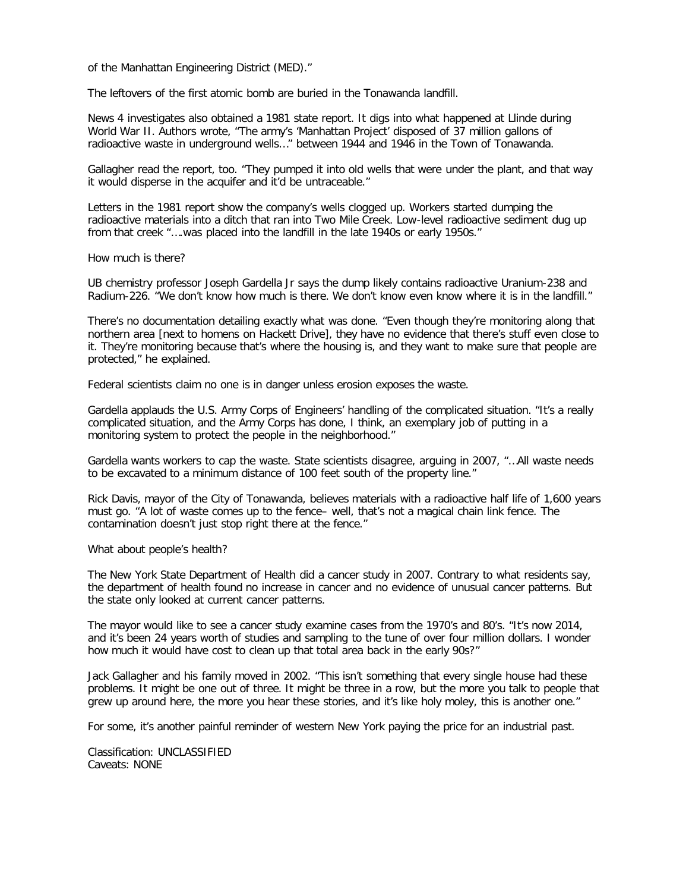of the Manhattan Engineering District (MED)."

The leftovers of the first atomic bomb are buried in the Tonawanda landfill.

News 4 investigates also obtained a 1981 state report. It digs into what happened at Llinde during World War II. Authors wrote, "The army's 'Manhattan Project' disposed of 37 million gallons of radioactive waste in underground wells..." between 1944 and 1946 in the Town of Tonawanda.

Gallagher read the report, too. "They pumped it into old wells that were under the plant, and that way it would disperse in the acquifer and it'd be untraceable."

Letters in the 1981 report show the company's wells clogged up. Workers started dumping the radioactive materials into a ditch that ran into Two Mile Creek. Low-level radioactive sediment dug up from that creek "....was placed into the landfill in the late 1940s or early 1950s."

How much is there?

UB chemistry professor Joseph Gardella Jr says the dump likely contains radioactive Uranium-238 and Radium-226. "We don't know how much is there. We don't know even know where it is in the landfill."

There's no documentation detailing exactly what was done. "Even though they're monitoring along that northern area [next to homens on Hackett Drive], they have no evidence that there's stuff even close to it. They're monitoring because that's where the housing is, and they want to make sure that people are protected," he explained.

Federal scientists claim no one is in danger unless erosion exposes the waste.

Gardella applauds the U.S. Army Corps of Engineers' handling of the complicated situation. "It's a really complicated situation, and the Army Corps has done, I think, an exemplary job of putting in a monitoring system to protect the people in the neighborhood."

Gardella wants workers to cap the waste. State scientists disagree, arguing in 2007, "...All waste needs to be excavated to a minimum distance of 100 feet south of the property line."

Rick Davis, mayor of the City of Tonawanda, believes materials with a radioactive half life of 1,600 years must go. "A lot of waste comes up to the fence– well, that's not a magical chain link fence. The contamination doesn't just stop right there at the fence."

What about people's health?

The New York State Department of Health did a cancer study in 2007. Contrary to what residents say, the department of health found no increase in cancer and no evidence of unusual cancer patterns. But the state only looked at current cancer patterns.

The mayor would like to see a cancer study examine cases from the 1970's and 80's. "It's now 2014, and it's been 24 years worth of studies and sampling to the tune of over four million dollars. I wonder how much it would have cost to clean up that total area back in the early 90s?"

Jack Gallagher and his family moved in 2002. "This isn't something that every single house had these problems. It might be one out of three. It might be three in a row, but the more you talk to people that grew up around here, the more you hear these stories, and it's like holy moley, this is another one."

For some, it's another painful reminder of western New York paying the price for an industrial past.

Classification: UNCLASSIFIED
Caveats: NONE